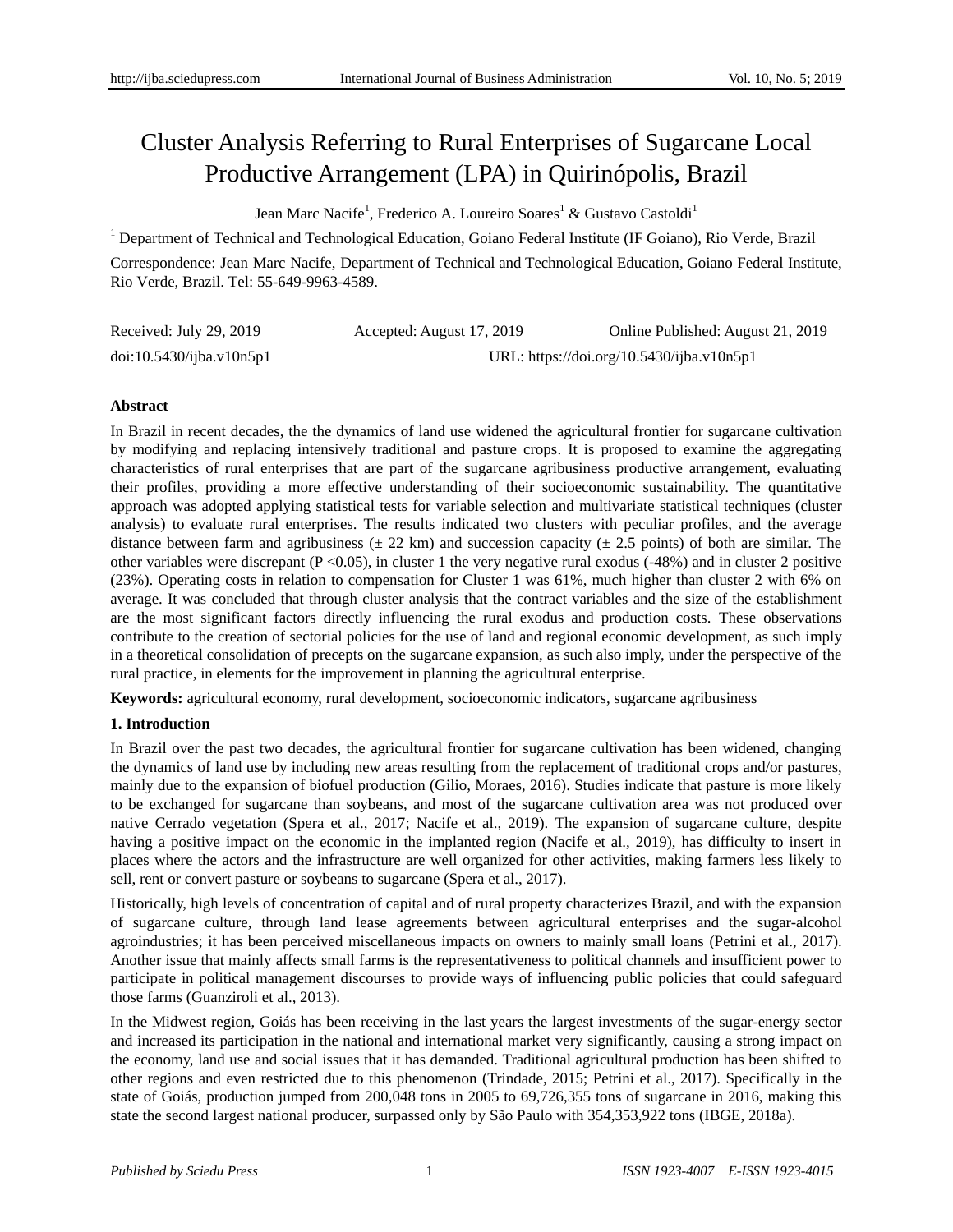# Cluster Analysis Referring to Rural Enterprises of Sugarcane Local Productive Arrangement (LPA) in Quirinópolis, Brazil

Jean Marc Nacife[1], Frederico A. Loureiro Soares[1] & Gustavo Castoldi[1]

[1] Department of Technical and Technological Education, Goiano Federal Institute (IF Goiano), Rio Verde, Brazil

Correspondence: Jean Marc Nacife, Department of Technical and Technological Education, Goiano Federal Institute, Rio Verde, Brazil. Tel: 55-649-9963-4589.

Received: July 29, 2019 Accepted: August 17, 2019 Online Published: August 21, 2019

doi:10.5430/ijba.v10n5p1 URL: https://doi.org/10.5430/ijba.v10n5p1

## Abstract

In Brazil in recent decades, the the dynamics of land use widened the agricultural frontier for sugarcane cultivation by modifying and replacing intensively traditional and pasture crops. It is proposed to examine the aggregating characteristics of rural enterprises that are part of the sugarcane agribusiness productive arrangement, evaluating their profiles, providing a more effective understanding of their socioeconomic sustainability. The quantitative approach was adopted applying statistical tests for variable selection and multivariate statistical techniques (cluster analysis) to evaluate rural enterprises. The results indicated two clusters with peculiar profiles, and the average distance between farm and agribusiness (± 22 km) and succession capacity (± 2.5 points) of both are similar. The other variables were discrepant ($P < 0.05$), in cluster 1 the very negative rural exodus (-48%) and in cluster 2 positive (23%). Operating costs in relation to compensation for Cluster 1 was 61%, much higher than cluster 2 with 6% on average. It was concluded that through cluster analysis that the contract variables and the size of the establishment are the most significant factors directly influencing the rural exodus and production costs. These observations contribute to the creation of sectorial policies for the use of land and regional economic development, as such imply in a theoretical consolidation of precepts on the sugarcane expansion, as such also imply, under the perspective of the rural practice, in elements for the improvement in planning the agricultural enterprise.

**Keywords:** agricultural economy, rural development, socioeconomic indicators, sugarcane agribusiness

## 1. Introduction

In Brazil over the past two decades, the agricultural frontier for sugarcane cultivation has been widened, changing the dynamics of land use by including new areas resulting from the replacement of traditional crops and/or pastures, mainly due to the expansion of biofuel production (Gilio, Moraes, 2016). Studies indicate that pasture is more likely to be exchanged for sugarcane than soybeans, and most of the sugarcane cultivation area was not produced over native Cerrado vegetation (Spera et al., 2017; Nacife et al., 2019). The expansion of sugarcane culture, despite having a positive impact on the economic in the implanted region (Nacife et al., 2019), has difficulty to insert in places where the actors and the infrastructure are well organized for other activities, making farmers less likely to sell, rent or convert pasture or soybeans to sugarcane (Spera et al., 2017).

Historically, high levels of concentration of capital and of rural property characterizes Brazil, and with the expansion of sugarcane culture, through land lease agreements between agricultural enterprises and the sugar-alcohol agroindustries; it has been perceived miscellaneous impacts on owners to mainly small loans (Petrini et al., 2017). Another issue that mainly affects small farms is the representativeness to political channels and insufficient power to participate in political management discourses to provide ways of influencing public policies that could safeguard those farms (Guanziroli et al., 2013).

In the Midwest region, Goiás has been receiving in the last years the largest investments of the sugar-energy sector and increased its participation in the national and international market very significantly, causing a strong impact on the economy, land use and social issues that it has demanded. Traditional agricultural production has been shifted to other regions and even restricted due to this phenomenon (Trindade, 2015; Petrini et al., 2017). Specifically in the state of Goiás, production jumped from 200,048 tons in 2005 to 69,726,355 tons of sugarcane in 2016, making this state the second largest national producer, surpassed only by São Paulo with 354,353,922 tons (IBGE, 2018a).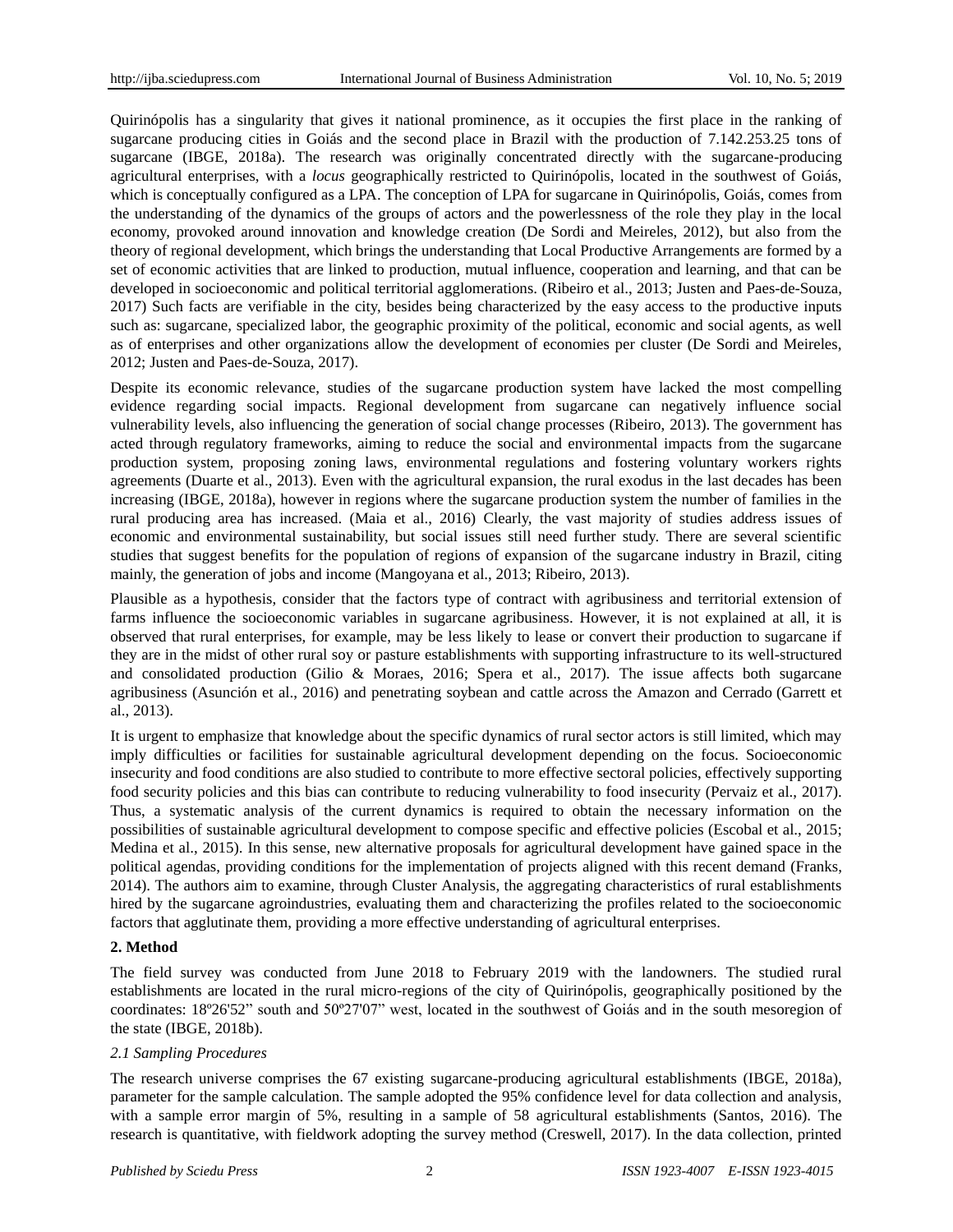Quirinópolis has a singularity that gives it national prominence, as it occupies the first place in the ranking of sugarcane producing cities in Goiás and the second place in Brazil with the production of 7.142.253.25 tons of sugarcane (IBGE, 2018a). The research was originally concentrated directly with the sugarcane-producing agricultural enterprises, with a *locus* geographically restricted to Quirinópolis, located in the southwest of Goiás, which is conceptually configured as a LPA. The conception of LPA for sugarcane in Quirinópolis, Goiás, comes from the understanding of the dynamics of the groups of actors and the powerlessness of the role they play in the local economy, provoked around innovation and knowledge creation (De Sordi and Meireles, 2012), but also from the theory of regional development, which brings the understanding that Local Productive Arrangements are formed by a set of economic activities that are linked to production, mutual influence, cooperation and learning, and that can be developed in socioeconomic and political territorial agglomerations. (Ribeiro et al., 2013; Justen and Paes-de-Souza, 2017) Such facts are verifiable in the city, besides being characterized by the easy access to the productive inputs such as: sugarcane, specialized labor, the geographic proximity of the political, economic and social agents, as well as of enterprises and other organizations allow the development of economies per cluster (De Sordi and Meireles, 2012; Justen and Paes-de-Souza, 2017).

Despite its economic relevance, studies of the sugarcane production system have lacked the most compelling evidence regarding social impacts. Regional development from sugarcane can negatively influence social vulnerability levels, also influencing the generation of social change processes (Ribeiro, 2013). The government has acted through regulatory frameworks, aiming to reduce the social and environmental impacts from the sugarcane production system, proposing zoning laws, environmental regulations and fostering voluntary workers rights agreements (Duarte et al., 2013). Even with the agricultural expansion, the rural exodus in the last decades has been increasing (IBGE, 2018a), however in regions where the sugarcane production system the number of families in the rural producing area has increased. (Maia et al., 2016) Clearly, the vast majority of studies address issues of economic and environmental sustainability, but social issues still need further study. There are several scientific studies that suggest benefits for the population of regions of expansion of the sugarcane industry in Brazil, citing mainly, the generation of jobs and income (Mangoyana et al., 2013; Ribeiro, 2013).

Plausible as a hypothesis, consider that the factors type of contract with agribusiness and territorial extension of farms influence the socioeconomic variables in sugarcane agribusiness. However, it is not explained at all, it is observed that rural enterprises, for example, may be less likely to lease or convert their production to sugarcane if they are in the midst of other rural soy or pasture establishments with supporting infrastructure to its well-structured and consolidated production (Gilio & Moraes, 2016; Spera et al., 2017). The issue affects both sugarcane agribusiness (Asunción et al., 2016) and penetrating soybean and cattle across the Amazon and Cerrado (Garrett et al., 2013).

It is urgent to emphasize that knowledge about the specific dynamics of rural sector actors is still limited, which may imply difficulties or facilities for sustainable agricultural development depending on the focus. Socioeconomic insecurity and food conditions are also studied to contribute to more effective sectoral policies, effectively supporting food security policies and this bias can contribute to reducing vulnerability to food insecurity (Pervaiz et al., 2017). Thus, a systematic analysis of the current dynamics is required to obtain the necessary information on the possibilities of sustainable agricultural development to compose specific and effective policies (Escobal et al., 2015; Medina et al., 2015). In this sense, new alternative proposals for agricultural development have gained space in the political agendas, providing conditions for the implementation of projects aligned with this recent demand (Franks, 2014). The authors aim to examine, through Cluster Analysis, the aggregating characteristics of rural establishments hired by the sugarcane agroindustries, evaluating them and characterizing the profiles related to the socioeconomic factors that agglutinate them, providing a more effective understanding of agricultural enterprises.

## 2. Method

The field survey was conducted from June 2018 to February 2019 with the landowners. The studied rural establishments are located in the rural micro-regions of the city of Quirinópolis, geographically positioned by the coordinates: 18º26'52" south and 50º27'07" west, located in the southwest of Goiás and in the south mesoregion of the state (IBGE, 2018b).

### *2.1 Sampling Procedures*

The research universe comprises the 67 existing sugarcane-producing agricultural establishments (IBGE, 2018a), parameter for the sample calculation. The sample adopted the 95% confidence level for data collection and analysis, with a sample error margin of 5%, resulting in a sample of 58 agricultural establishments (Santos, 2016). The research is quantitative, with fieldwork adopting the survey method (Creswell, 2017). In the data collection, printed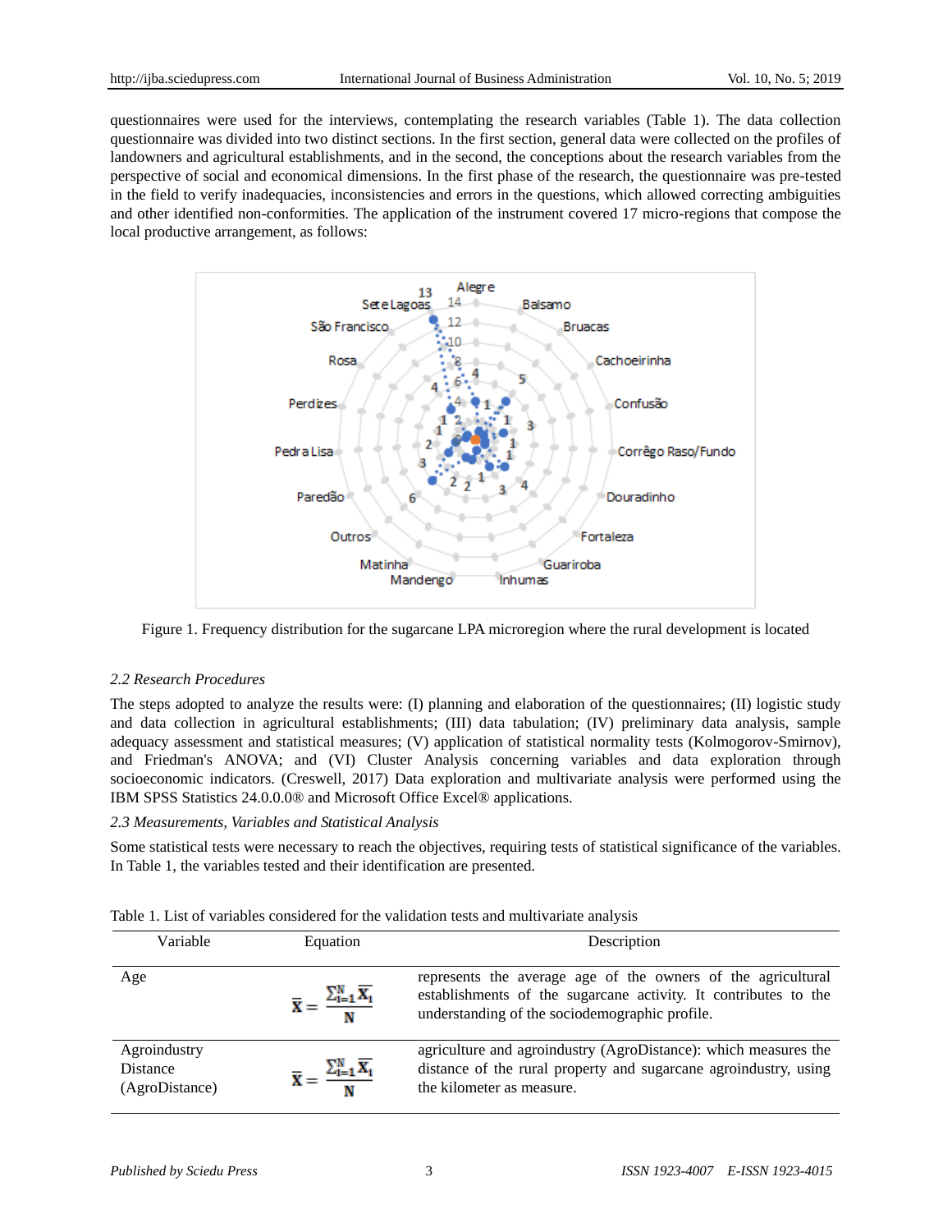questionnaires were used for the interviews, contemplating the research variables (Table 1). The data collection questionnaire was divided into two distinct sections. In the first section, general data were collected on the profiles of landowners and agricultural establishments, and in the second, the conceptions about the research variables from the perspective of social and economical dimensions. In the first phase of the research, the questionnaire was pre-tested in the field to verify inadequacies, inconsistencies and errors in the questions, which allowed correcting ambiguities and other identified non-conformities. The application of the instrument covered 17 micro-regions that compose the local productive arrangement, as follows:

Figure 1. Frequency distribution for the sugarcane LPA microregion where the rural development is located

### 2.2 Research Procedures

The steps adopted to analyze the results were: (I) planning and elaboration of the questionnaires; (II) logistic study and data collection in agricultural establishments; (III) data tabulation; (IV) preliminary data analysis, sample adequacy assessment and statistical measures; (V) application of statistical normality tests (Kolmogorov-Smirnov), and Friedman's ANOVA; and (VI) Cluster Analysis concerning variables and data exploration through socioeconomic indicators. (Creswell, 2017) Data exploration and multivariate analysis were performed using the IBM SPSS Statistics 24.0.0.0® and Microsoft Office Excel® applications.

### 2.3 Measurements, Variables and Statistical Analysis

Some statistical tests were necessary to reach the objectives, requiring tests of statistical significance of the variables. In Table 1, the variables tested and their identification are presented.

Table 1. List of variables considered for the validation tests and multivariate analysis

| Variable | Equation | Description |
|---|---|---|
| Age | $\bar{\bar{X}} = \frac{\sum_{i=1}^{N} \bar{X}_i}{N}$ | represents the average age of the owners of the agricultural establishments of the sugarcane activity. It contributes to the understanding of the sociodemographic profile. |
| Agroindustry Distance (AgroDistance) | $\bar{\bar{X}} = \frac{\sum_{i=1}^{N} \bar{X}_i}{N}$ | agriculture and agroindustry (AgroDistance): which measures the distance of the rural property and sugarcane agroindustry, using the kilometer as measure. |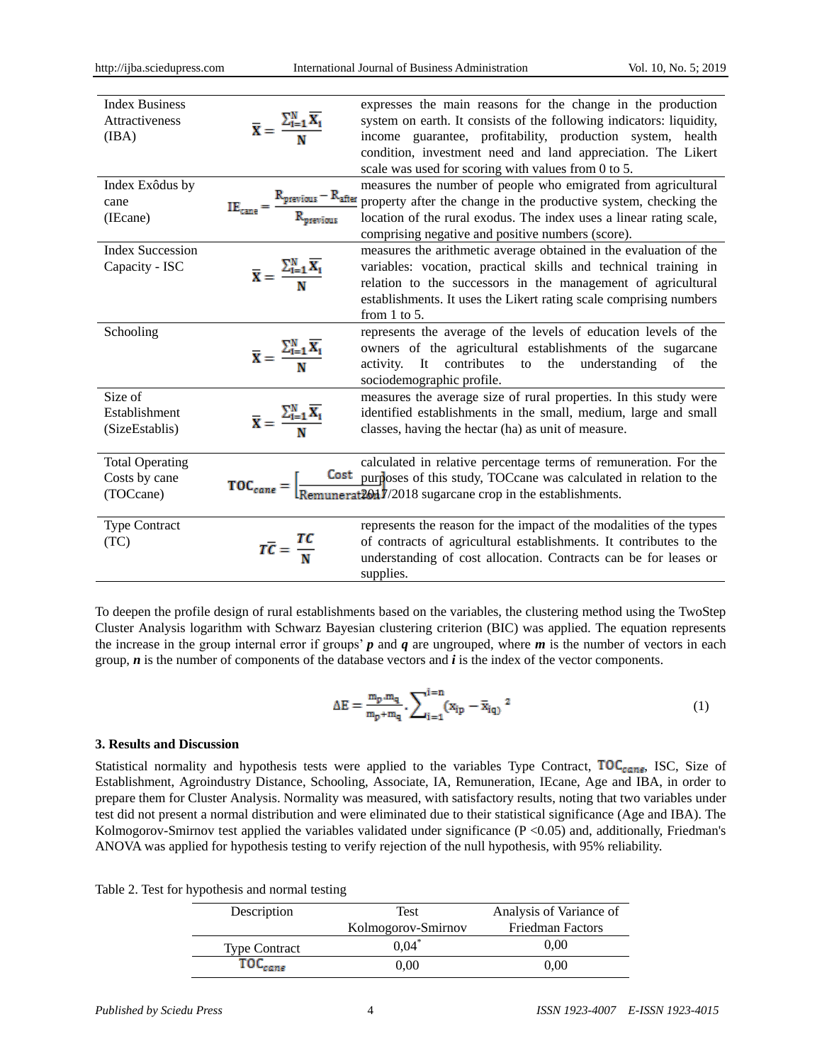| | | |
|---|---|---|
| Index Business Attractiveness (IBA) | $\bar{X} = \frac{\sum_{i=1}^{N} \bar{X}_i}{N}$ | expresses the main reasons for the change in the production system on earth. It consists of the following indicators: liquidity, income guarantee, profitability, production system, health condition, investment need and land appreciation. The Likert scale was used for scoring with values from 0 to 5. |
| Index Exôdus by cane (IEcane) | $IE_{cane} = \frac{R_{previous} - R_{after}}{R_{previous}}$ | measures the number of people who emigrated from agricultural property after the change in the productive system, checking the location of the rural exodus. The index uses a linear rating scale, comprising negative and positive numbers (score). |
| Index Succession Capacity - ISC | $\bar{X} = \frac{\sum_{i=1}^{N} \bar{X}_i}{N}$ | measures the arithmetic average obtained in the evaluation of the variables: vocation, practical skills and technical training in relation to the successors in the management of agricultural establishments. It uses the Likert rating scale comprising numbers from 1 to 5. |
| Schooling | $\bar{X} = \frac{\sum_{i=1}^{N} \bar{X}_i}{N}$ | represents the average of the levels of education levels of the owners of the agricultural establishments of the sugarcane activity. It contributes to the understanding of the sociodemographic profile. |
| Size of Establishment (SizeEstablis) | $\bar{X} = \frac{\sum_{i=1}^{N} \bar{X}_i}{N}$ | measures the average size of rural properties. In this study were identified establishments in the small, medium, large and small classes, having the hectar (ha) as unit of measure. |
| Total Operating Costs by cane (TOCcane) | $TOC_{cane} = \left[\frac{Cost}{Remuneration}\right]$ | calculated in relative percentage terms of remuneration. For the purposes of this study, TOCcane was calculated in relation to the 2017/2018 sugarcane crop in the establishments. |
| Type Contract (TC) | $\bar{TC} = \frac{TC}{N}$ | represents the reason for the impact of the modalities of the types of contracts of agricultural establishments. It contributes to the understanding of cost allocation. Contracts can be for leases or supplies. |

To deepen the profile design of rural establishments based on the variables, the clustering method using the TwoStep Cluster Analysis logarithm with Schwarz Bayesian clustering criterion (BIC) was applied. The equation represents the increase in the group internal error if groups' ***p*** and ***q*** are ungrouped, where ***m*** is the number of vectors in each group, ***n*** is the number of components of the database vectors and ***i*** is the index of the vector components.

$$\Delta E = \frac{m_p \cdot m_q}{m_p + m_q} \cdot \sum_{i=1}^{i=n} (x_{ip} - \bar{x}_{iq})^2 \tag{1}$$

### 3. Results and Discussion

Statistical normality and hypothesis tests were applied to the variables Type Contract, $TOC_{cane}$, ISC, Size of Establishment, Agroindustry Distance, Schooling, Associate, IA, Remuneration, IEcane, Age and IBA, in order to prepare them for Cluster Analysis. Normality was measured, with satisfactory results, noting that two variables under test did not present a normal distribution and were eliminated due to their statistical significance (Age and IBA). The Kolmogorov-Smirnov test applied the variables validated under significance ($P < 0.05$) and, additionally, Friedman's ANOVA was applied for hypothesis testing to verify rejection of the null hypothesis, with 95% reliability.

Table 2. Test for hypothesis and normal testing

| Description | Test Kolmogorov-Smirnov | Analysis of Variance of Friedman Factors |
|---|---|---|
| Type Contract | 0,04* | 0,00 |
| $TOC_{cane}$ | 0,00 | 0,00 |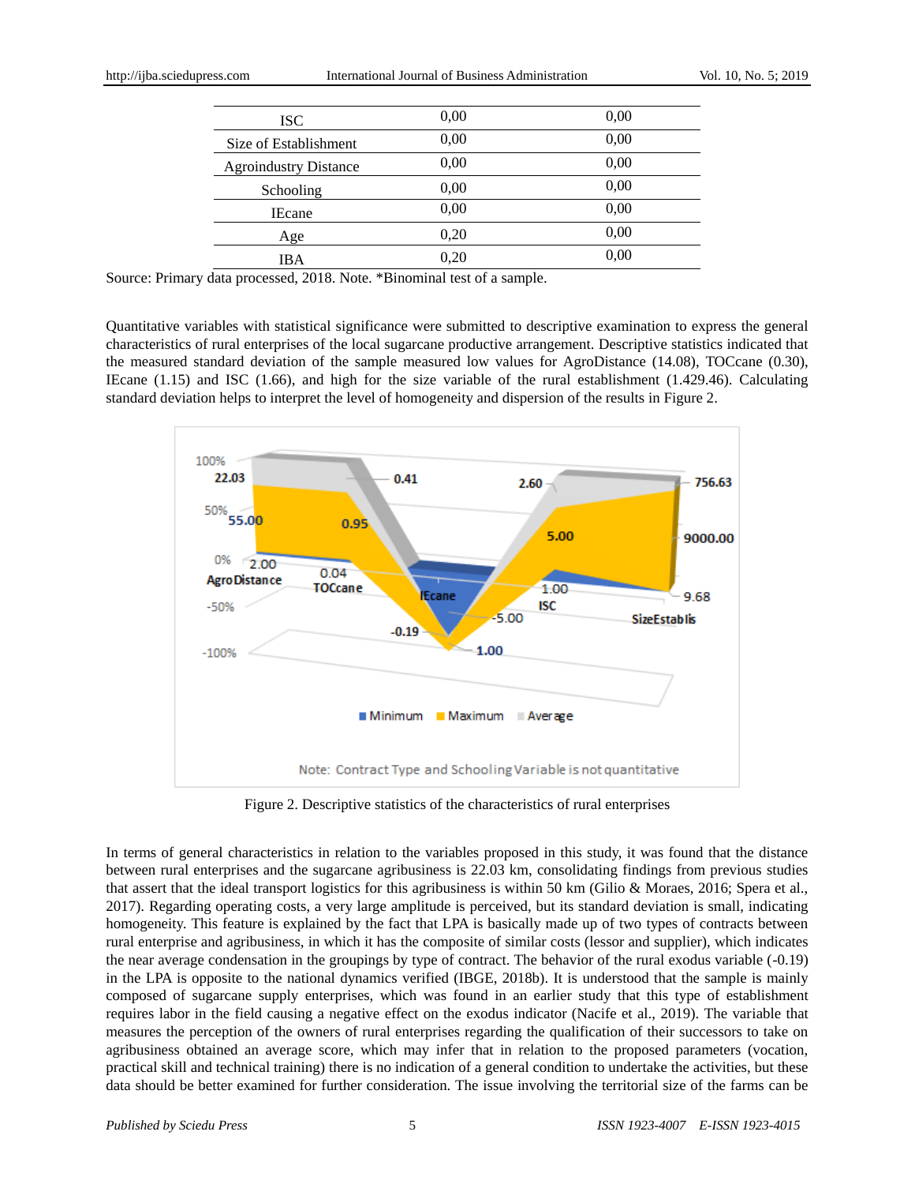| | | |
|---|---|---|
| ISC | 0,00 | 0,00 |
| Size of Establishment | 0,00 | 0,00 |
| Agroindustry Distance | 0,00 | 0,00 |
| Schooling | 0,00 | 0,00 |
| IEcane | 0,00 | 0,00 |
| Age | 0,20 | 0,00 |
| IBA | 0,20 | 0,00 |

Source: Primary data processed, 2018. Note. *Binominal test of a sample.

Quantitative variables with statistical significance were submitted to descriptive examination to express the general characteristics of rural enterprises of the local sugarcane productive arrangement. Descriptive statistics indicated that the measured standard deviation of the sample measured low values for AgroDistance (14.08), TOCcane (0.30), IEcane (1.15) and ISC (1.66), and high for the size variable of the rural establishment (1.429.46). Calculating standard deviation helps to interpret the level of homogeneity and dispersion of the results in Figure 2.

Figure 2. Descriptive statistics of the characteristics of rural enterprises

In terms of general characteristics in relation to the variables proposed in this study, it was found that the distance between rural enterprises and the sugarcane agribusiness is 22.03 km, consolidating findings from previous studies that assert that the ideal transport logistics for this agribusiness is within 50 km (Gilio & Moraes, 2016; Spera et al., 2017). Regarding operating costs, a very large amplitude is perceived, but its standard deviation is small, indicating homogeneity. This feature is explained by the fact that LPA is basically made up of two types of contracts between rural enterprise and agribusiness, in which it has the composite of similar costs (lessor and supplier), which indicates the near average condensation in the groupings by type of contract. The behavior of the rural exodus variable (-0.19) in the LPA is opposite to the national dynamics verified (IBGE, 2018b). It is understood that the sample is mainly composed of sugarcane supply enterprises, which was found in an earlier study that this type of establishment requires labor in the field causing a negative effect on the exodus indicator (Nacife et al., 2019). The variable that measures the perception of the owners of rural enterprises regarding the qualification of their successors to take on agribusiness obtained an average score, which may infer that in relation to the proposed parameters (vocation, practical skill and technical training) there is no indication of a general condition to undertake the activities, but these data should be better examined for further consideration. The issue involving the territorial size of the farms can be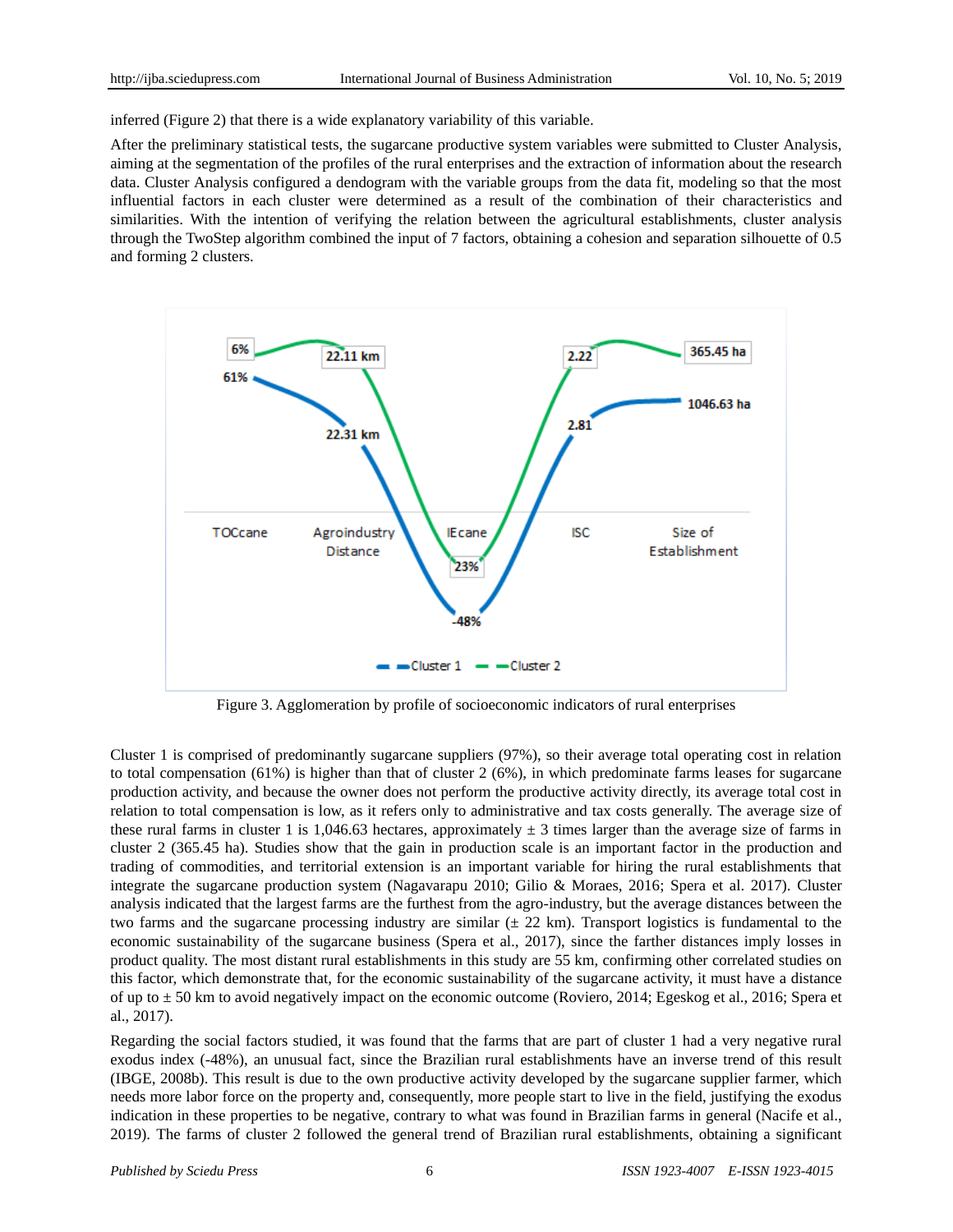inferred (Figure 2) that there is a wide explanatory variability of this variable.

After the preliminary statistical tests, the sugarcane productive system variables were submitted to Cluster Analysis, aiming at the segmentation of the profiles of the rural enterprises and the extraction of information about the research data. Cluster Analysis configured a dendogram with the variable groups from the data fit, modeling so that the most influential factors in each cluster were determined as a result of the combination of their characteristics and similarities. With the intention of verifying the relation between the agricultural establishments, cluster analysis through the TwoStep algorithm combined the input of 7 factors, obtaining a cohesion and separation silhouette of 0.5 and forming 2 clusters.

Figure 3. Agglomeration by profile of socioeconomic indicators of rural enterprises

Cluster 1 is comprised of predominantly sugarcane suppliers (97%), so their average total operating cost in relation to total compensation (61%) is higher than that of cluster 2 (6%), in which predominate farms leases for sugarcane production activity, and because the owner does not perform the productive activity directly, its average total cost in relation to total compensation is low, as it refers only to administrative and tax costs generally. The average size of these rural farms in cluster 1 is 1,046.63 hectares, approximately ± 3 times larger than the average size of farms in cluster 2 (365.45 ha). Studies show that the gain in production scale is an important factor in the production and trading of commodities, and territorial extension is an important variable for hiring the rural establishments that integrate the sugarcane production system (Nagavarapu 2010; Gilio & Moraes, 2016; Spera et al. 2017). Cluster analysis indicated that the largest farms are the furthest from the agro-industry, but the average distances between the two farms and the sugarcane processing industry are similar (± 22 km). Transport logistics is fundamental to the economic sustainability of the sugarcane business (Spera et al., 2017), since the farther distances imply losses in product quality. The most distant rural establishments in this study are 55 km, confirming other correlated studies on this factor, which demonstrate that, for the economic sustainability of the sugarcane activity, it must have a distance of up to ± 50 km to avoid negatively impact on the economic outcome (Roviero, 2014; Egeskog et al., 2016; Spera et al., 2017).

Regarding the social factors studied, it was found that the farms that are part of cluster 1 had a very negative rural exodus index (-48%), an unusual fact, since the Brazilian rural establishments have an inverse trend of this result (IBGE, 2008b). This result is due to the own productive activity developed by the sugarcane supplier farmer, which needs more labor force on the property and, consequently, more people start to live in the field, justifying the exodus indication in these properties to be negative, contrary to what was found in Brazilian farms in general (Nacife et al., 2019). The farms of cluster 2 followed the general trend of Brazilian rural establishments, obtaining a significant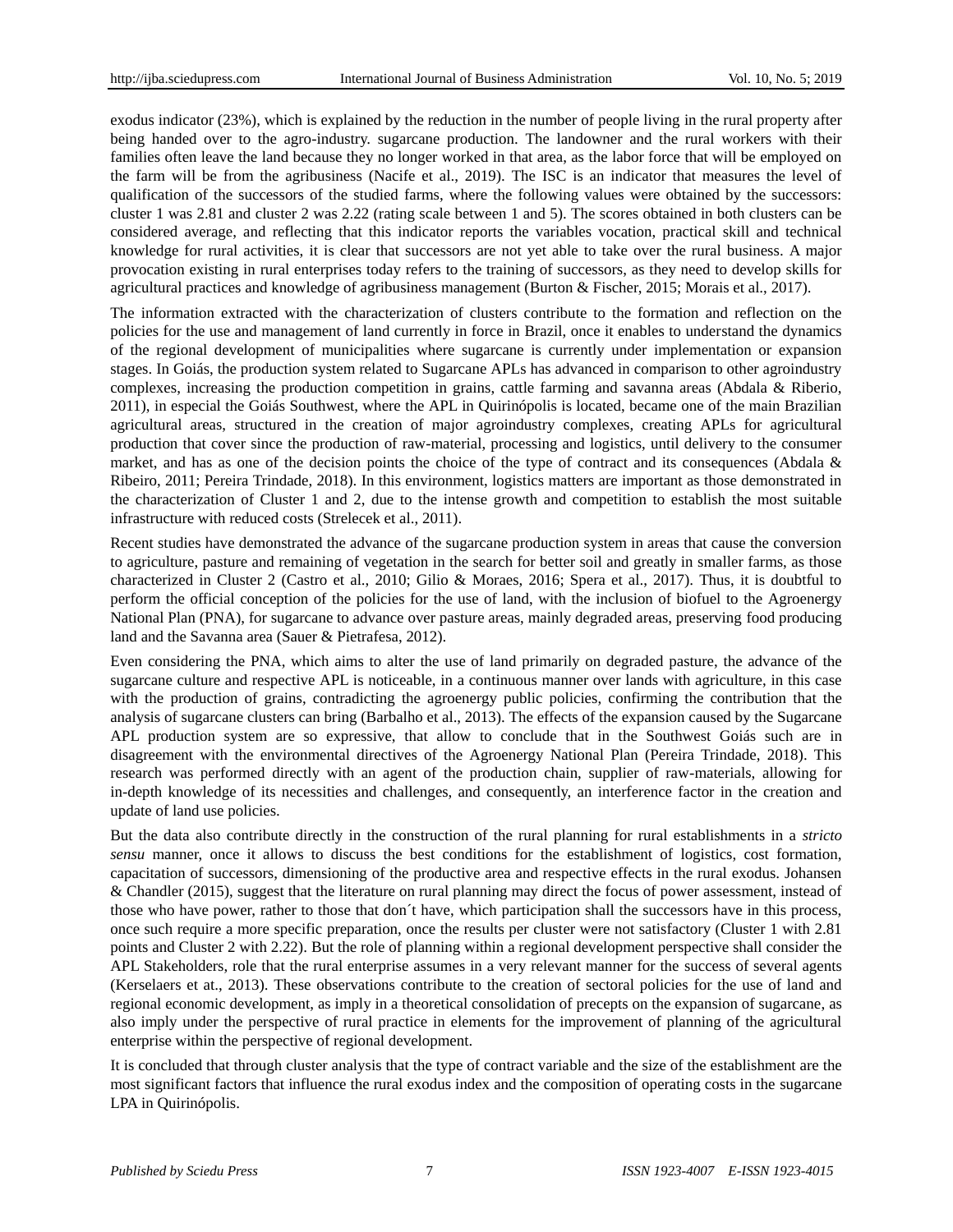exodus indicator (23%), which is explained by the reduction in the number of people living in the rural property after being handed over to the agro-industry. sugarcane production. The landowner and the rural workers with their families often leave the land because they no longer worked in that area, as the labor force that will be employed on the farm will be from the agribusiness (Nacife et al., 2019). The ISC is an indicator that measures the level of qualification of the successors of the studied farms, where the following values were obtained by the successors: cluster 1 was 2.81 and cluster 2 was 2.22 (rating scale between 1 and 5). The scores obtained in both clusters can be considered average, and reflecting that this indicator reports the variables vocation, practical skill and technical knowledge for rural activities, it is clear that successors are not yet able to take over the rural business. A major provocation existing in rural enterprises today refers to the training of successors, as they need to develop skills for agricultural practices and knowledge of agribusiness management (Burton & Fischer, 2015; Morais et al., 2017).

The information extracted with the characterization of clusters contribute to the formation and reflection on the policies for the use and management of land currently in force in Brazil, once it enables to understand the dynamics of the regional development of municipalities where sugarcane is currently under implementation or expansion stages. In Goiás, the production system related to Sugarcane APLs has advanced in comparison to other agroindustry complexes, increasing the production competition in grains, cattle farming and savanna areas (Abdala & Riberio, 2011), in especial the Goiás Southwest, where the APL in Quirinópolis is located, became one of the main Brazilian agricultural areas, structured in the creation of major agroindustry complexes, creating APLs for agricultural production that cover since the production of raw-material, processing and logistics, until delivery to the consumer market, and has as one of the decision points the choice of the type of contract and its consequences (Abdala & Ribeiro, 2011; Pereira Trindade, 2018). In this environment, logistics matters are important as those demonstrated in the characterization of Cluster 1 and 2, due to the intense growth and competition to establish the most suitable infrastructure with reduced costs (Strelecek et al., 2011).

Recent studies have demonstrated the advance of the sugarcane production system in areas that cause the conversion to agriculture, pasture and remaining of vegetation in the search for better soil and greatly in smaller farms, as those characterized in Cluster 2 (Castro et al., 2010; Gilio & Moraes, 2016; Spera et al., 2017). Thus, it is doubtful to perform the official conception of the policies for the use of land, with the inclusion of biofuel to the Agroenergy National Plan (PNA), for sugarcane to advance over pasture areas, mainly degraded areas, preserving food producing land and the Savanna area (Sauer & Pietrafesa, 2012).

Even considering the PNA, which aims to alter the use of land primarily on degraded pasture, the advance of the sugarcane culture and respective APL is noticeable, in a continuous manner over lands with agriculture, in this case with the production of grains, contradicting the agroenergy public policies, confirming the contribution that the analysis of sugarcane clusters can bring (Barbalho et al., 2013). The effects of the expansion caused by the Sugarcane APL production system are so expressive, that allow to conclude that in the Southwest Goiás such are in disagreement with the environmental directives of the Agroenergy National Plan (Pereira Trindade, 2018). This research was performed directly with an agent of the production chain, supplier of raw-materials, allowing for in-depth knowledge of its necessities and challenges, and consequently, an interference factor in the creation and update of land use policies.

But the data also contribute directly in the construction of the rural planning for rural establishments in a *stricto sensu* manner, once it allows to discuss the best conditions for the establishment of logistics, cost formation, capacitation of successors, dimensioning of the productive area and respective effects in the rural exodus. Johansen & Chandler (2015), suggest that the literature on rural planning may direct the focus of power assessment, instead of those who have power, rather to those that don´t have, which participation shall the successors have in this process, once such require a more specific preparation, once the results per cluster were not satisfactory (Cluster 1 with 2.81 points and Cluster 2 with 2.22). But the role of planning within a regional development perspective shall consider the APL Stakeholders, role that the rural enterprise assumes in a very relevant manner for the success of several agents (Kerselaers et at., 2013). These observations contribute to the creation of sectoral policies for the use of land and regional economic development, as imply in a theoretical consolidation of precepts on the expansion of sugarcane, as also imply under the perspective of rural practice in elements for the improvement of planning of the agricultural enterprise within the perspective of regional development.

It is concluded that through cluster analysis that the type of contract variable and the size of the establishment are the most significant factors that influence the rural exodus index and the composition of operating costs in the sugarcane LPA in Quirinópolis.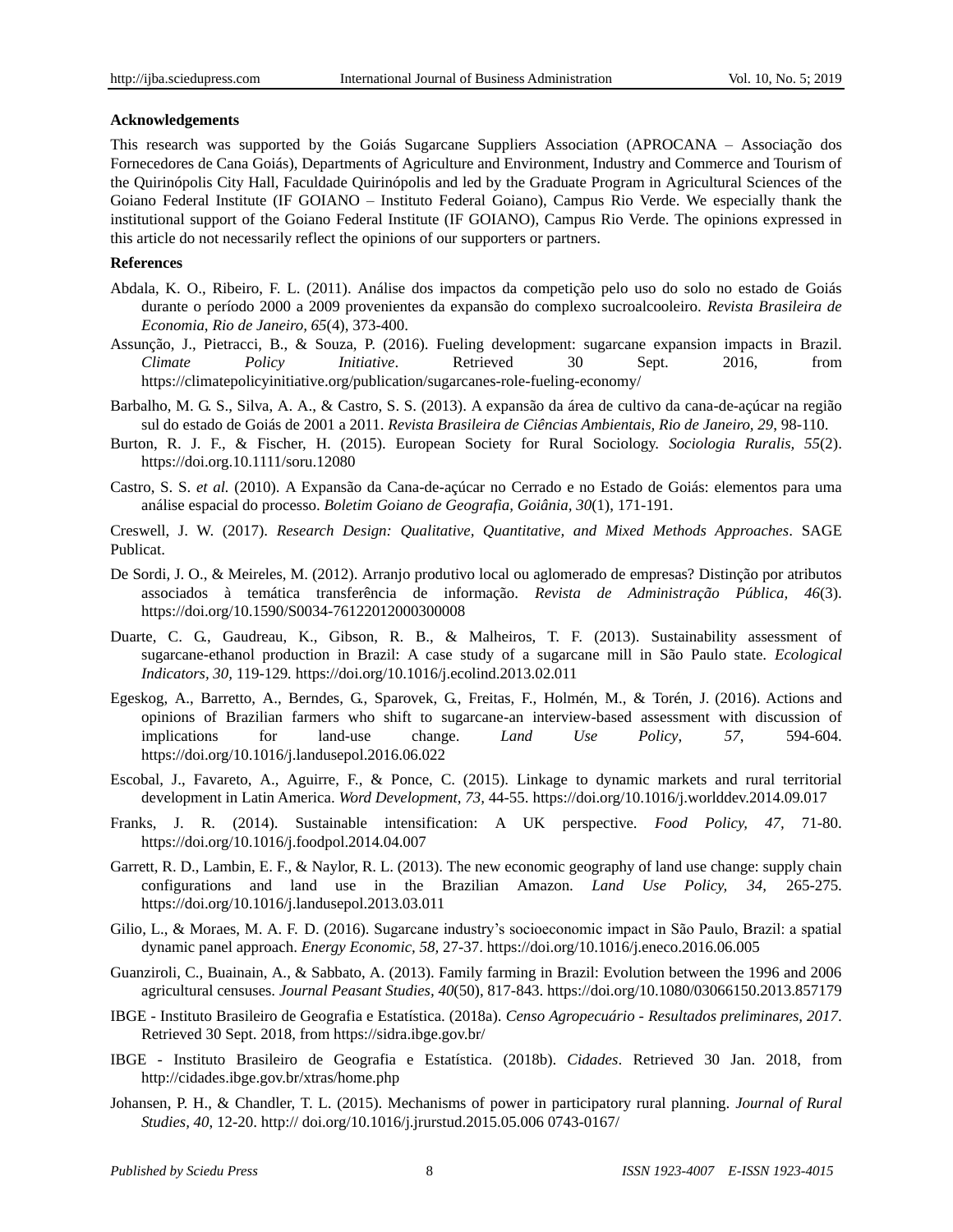**Acknowledgements**

This research was supported by the Goiás Sugarcane Suppliers Association (APROCANA – Associação dos Fornecedores de Cana Goiás), Departments of Agriculture and Environment, Industry and Commerce and Tourism of the Quirinópolis City Hall, Faculdade Quirinópolis and led by the Graduate Program in Agricultural Sciences of the Goiano Federal Institute (IF GOIANO – Instituto Federal Goiano), Campus Rio Verde. We especially thank the institutional support of the Goiano Federal Institute (IF GOIANO), Campus Rio Verde. The opinions expressed in this article do not necessarily reflect the opinions of our supporters or partners.

**References**

Abdala, K. O., Ribeiro, F. L. (2011). Análise dos impactos da competição pelo uso do solo no estado de Goiás durante o período 2000 a 2009 provenientes da expansão do complexo sucroalcooleiro. *Revista Brasileira de Economia*, *Rio de Janeiro, 65*(4), 373-400.

Assunção, J., Pietracci, B., & Souza, P. (2016). Fueling development: sugarcane expansion impacts in Brazil. *Climate Policy Initiative*. Retrieved 30 Sept. 2016, from https://climatepolicyinitiative.org/publication/sugarcanes-role-fueling-economy/

Barbalho, M. G. S., Silva, A. A., & Castro, S. S. (2013). A expansão da área de cultivo da cana-de-açúcar na região sul do estado de Goiás de 2001 a 2011. *Revista Brasileira de Ciências Ambientais, Rio de Janeiro, 29*, 98-110.

Burton, R. J. F., & Fischer, H. (2015). European Society for Rural Sociology. *Sociologia Ruralis, 55*(2). https://doi.org.10.1111/soru.12080

Castro, S. S. *et al.* (2010). A Expansão da Cana-de-açúcar no Cerrado e no Estado de Goiás: elementos para uma análise espacial do processo. *Boletim Goiano de Geografia, Goiânia, 30*(1), 171-191.

Creswell, J. W. (2017). *Research Design: Qualitative, Quantitative, and Mixed Methods Approaches*. SAGE Publicat.

De Sordi, J. O., & Meireles, M. (2012). Arranjo produtivo local ou aglomerado de empresas? Distinção por atributos associados à temática transferência de informação. *Revista de Administração Pública, 46*(3). https://doi.org/10.1590/S0034-76122012000300008

Duarte, C. G., Gaudreau, K., Gibson, R. B., & Malheiros, T. F. (2013). Sustainability assessment of sugarcane-ethanol production in Brazil: A case study of a sugarcane mill in São Paulo state. *Ecological Indicators, 30,* 119-129. https://doi.org/10.1016/j.ecolind.2013.02.011

Egeskog, A., Barretto, A., Berndes, G., Sparovek, G., Freitas, F., Holmén, M., & Torén, J. (2016). Actions and opinions of Brazilian farmers who shift to sugarcane-an interview-based assessment with discussion of implications for land-use change. *Land Use Policy, 57,* 594-604. https://doi.org/10.1016/j.landusepol.2016.06.022

Escobal, J., Favareto, A., Aguirre, F., & Ponce, C. (2015). Linkage to dynamic markets and rural territorial development in Latin America. *Word Development, 73,* 44-55. https://doi.org/10.1016/j.worlddev.2014.09.017

Franks, J. R. (2014). Sustainable intensification: A UK perspective. *Food Policy, 47,* 71-80. https://doi.org/10.1016/j.foodpol.2014.04.007

Garrett, R. D., Lambin, E. F., & Naylor, R. L. (2013). The new economic geography of land use change: supply chain configurations and land use in the Brazilian Amazon. *Land Use Policy, 34,* 265-275. https://doi.org/10.1016/j.landusepol.2013.03.011

Gilio, L., & Moraes, M. A. F. D. (2016). Sugarcane industry's socioeconomic impact in São Paulo, Brazil: a spatial dynamic panel approach. *Energy Economic, 58,* 27-37. https://doi.org/10.1016/j.eneco.2016.06.005

Guanziroli, C., Buainain, A., & Sabbato, A. (2013). Family farming in Brazil: Evolution between the 1996 and 2006 agricultural censuses. *Journal Peasant Studies*, *40*(50), 817-843. https://doi.org/10.1080/03066150.2013.857179

IBGE - Instituto Brasileiro de Geografia e Estatística. (2018a). *Censo Agropecuário - Resultados preliminares, 2017*. Retrieved 30 Sept. 2018, from https://sidra.ibge.gov.br/

IBGE - Instituto Brasileiro de Geografia e Estatística. (2018b). *Cidades*. Retrieved 30 Jan. 2018, from http://cidades.ibge.gov.br/xtras/home.php

Johansen, P. H., & Chandler, T. L. (2015). Mechanisms of power in participatory rural planning. *Journal of Rural Studies*, *40,* 12-20. http:// doi.org/10.1016/j.jrurstud.2015.05.006 0743-0167/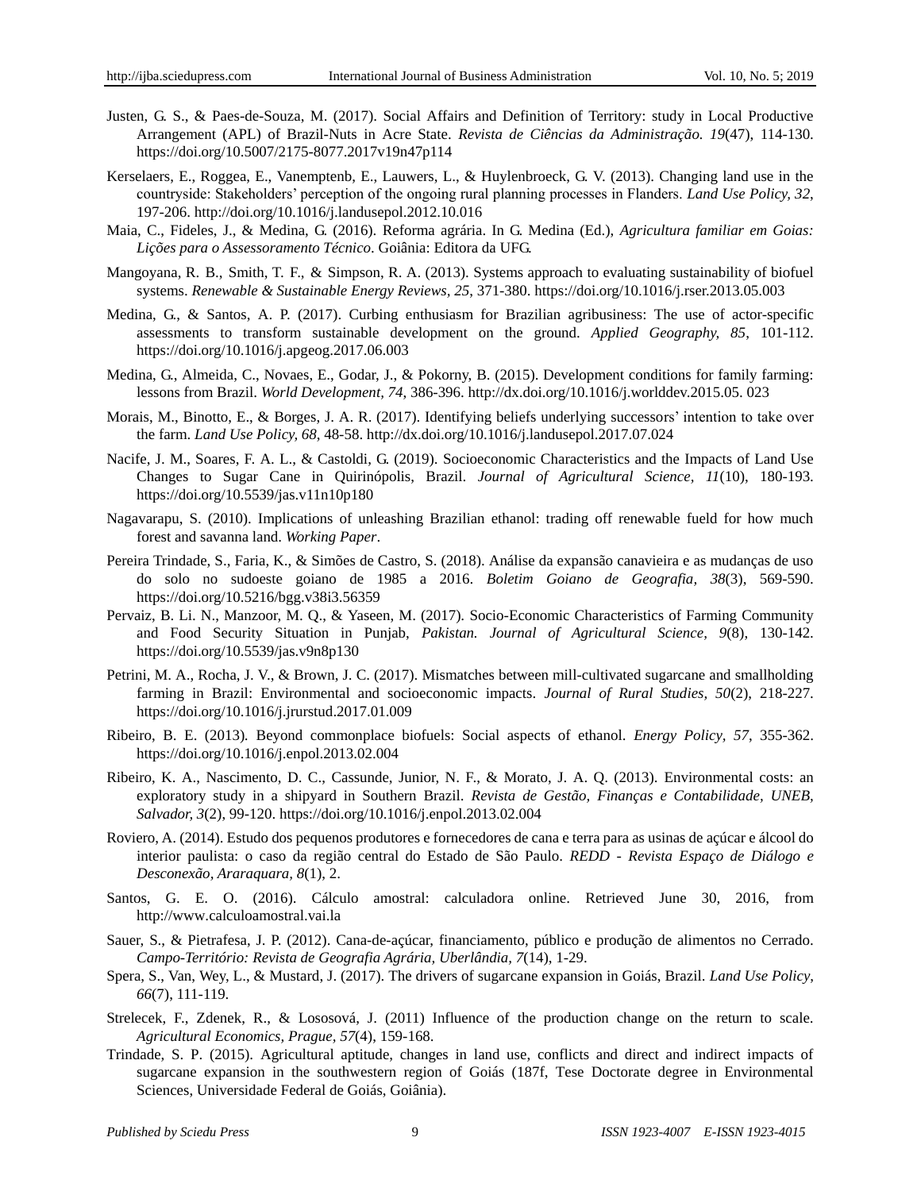Justen, G. S., & Paes-de-Souza, M. (2017). Social Affairs and Definition of Territory: study in Local Productive Arrangement (APL) of Brazil-Nuts in Acre State. *Revista de Ciências da Administração. 19*(47), 114-130. https://doi.org/10.5007/2175-8077.2017v19n47p114

Kerselaers, E., Roggea, E., Vanemptenb, E., Lauwers, L., & Huylenbroeck, G. V. (2013). Changing land use in the countryside: Stakeholders' perception of the ongoing rural planning processes in Flanders. *Land Use Policy, 32*, 197-206. http://doi.org/10.1016/j.landusepol.2012.10.016

Maia, C., Fideles, J., & Medina, G. (2016). Reforma agrária. In G. Medina (Ed.), *Agricultura familiar em Goias: Lições para o Assessoramento Técnico*. Goiânia: Editora da UFG.

Mangoyana, R. B., Smith, T. F., & Simpson, R. A. (2013). Systems approach to evaluating sustainability of biofuel systems. *Renewable & Sustainable Energy Reviews, 25*, 371-380. https://doi.org/10.1016/j.rser.2013.05.003

Medina, G., & Santos, A. P. (2017). Curbing enthusiasm for Brazilian agribusiness: The use of actor-specific assessments to transform sustainable development on the ground. *Applied Geography, 85*, 101-112. https://doi.org/10.1016/j.apgeog.2017.06.003

Medina, G., Almeida, C., Novaes, E., Godar, J., & Pokorny, B. (2015). Development conditions for family farming: lessons from Brazil. *World Development, 74*, 386-396. http://dx.doi.org/10.1016/j.worlddev.2015.05. 023

Morais, M., Binotto, E., & Borges, J. A. R. (2017). Identifying beliefs underlying successors' intention to take over the farm. *Land Use Policy, 68*, 48-58. http://dx.doi.org/10.1016/j.landusepol.2017.07.024

Nacife, J. M., Soares, F. A. L., & Castoldi, G. (2019). Socioeconomic Characteristics and the Impacts of Land Use Changes to Sugar Cane in Quirinópolis, Brazil. *Journal of Agricultural Science, 11*(10), 180-193. https://doi.org/10.5539/jas.v11n10p180

Nagavarapu, S. (2010). Implications of unleashing Brazilian ethanol: trading off renewable fueld for how much forest and savanna land. *Working Paper*.

Pereira Trindade, S., Faria, K., & Simões de Castro, S. (2018). Análise da expansão canavieira e as mudanças de uso do solo no sudoeste goiano de 1985 a 2016. *Boletim Goiano de Geografia, 38*(3), 569-590. https://doi.org/10.5216/bgg.v38i3.56359

Pervaiz, B. Li. N., Manzoor, M. Q., & Yaseen, M. (2017). Socio-Economic Characteristics of Farming Community and Food Security Situation in Punjab, *Pakistan. Journal of Agricultural Science, 9*(8), 130-142. https://doi.org/10.5539/jas.v9n8p130

Petrini, M. A., Rocha, J. V., & Brown, J. C. (2017). Mismatches between mill-cultivated sugarcane and smallholding farming in Brazil: Environmental and socioeconomic impacts. *Journal of Rural Studies, 50*(2), 218-227. https://doi.org/10.1016/j.jrurstud.2017.01.009

Ribeiro, B. E. (2013). Beyond commonplace biofuels: Social aspects of ethanol. *Energy Policy, 57*, 355-362. https://doi.org/10.1016/j.enpol.2013.02.004

Ribeiro, K. A., Nascimento, D. C., Cassunde, Junior, N. F., & Morato, J. A. Q. (2013). Environmental costs: an exploratory study in a shipyard in Southern Brazil. *Revista de Gestão, Finanças e Contabilidade, UNEB, Salvador, 3*(2), 99-120. https://doi.org/10.1016/j.enpol.2013.02.004

Roviero, A. (2014). Estudo dos pequenos produtores e fornecedores de cana e terra para as usinas de açúcar e álcool do interior paulista: o caso da região central do Estado de São Paulo. *REDD - Revista Espaço de Diálogo e Desconexão, Araraquara, 8*(1), 2.

Santos, G. E. O. (2016). Cálculo amostral: calculadora online. Retrieved June 30, 2016, from http://www.calculoamostral.vai.la

Sauer, S., & Pietrafesa, J. P. (2012). Cana-de-açúcar, financiamento, público e produção de alimentos no Cerrado. *Campo-Território: Revista de Geografia Agrária, Uberlândia, 7*(14), 1-29.

Spera, S., Van, Wey, L., & Mustard, J. (2017). The drivers of sugarcane expansion in Goiás, Brazil. *Land Use Policy, 66*(7), 111-119.

Strelecek, F., Zdenek, R., & Lososová, J. (2011) Influence of the production change on the return to scale. *Agricultural Economics, Prague, 57*(4), 159-168.

Trindade, S. P. (2015). Agricultural aptitude, changes in land use, conflicts and direct and indirect impacts of sugarcane expansion in the southwestern region of Goiás (187f, Tese Doctorate degree in Environmental Sciences, Universidade Federal de Goiás, Goiânia).